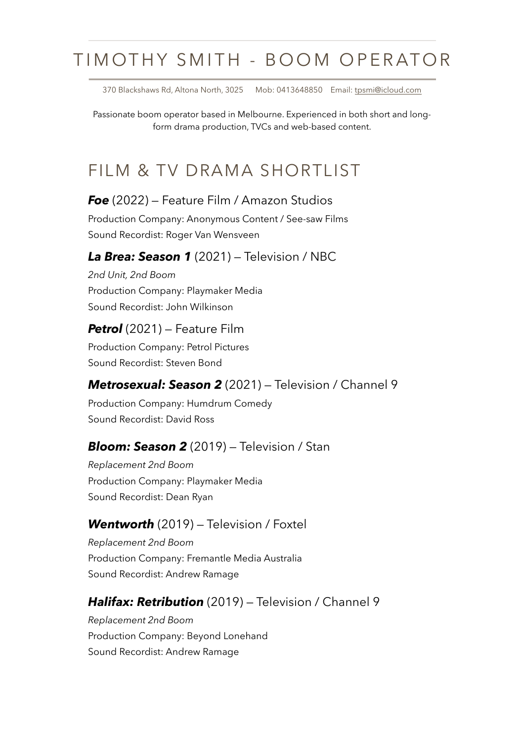# TIMOTHY SMITH - BOOM OPERATOR

370 Blackshaws Rd, Altona North, 3025  Mob: 0413648850  Email: tpsmi@icloud.com

Passionate boom operator based in Melbourne. Experienced in both short and long-form drama production, TVCs and web-based content.

## FILM & TV DRAMA SHORTLIST

### ***Foe*** (2022) — Feature Film / Amazon Studios

Production Company: Anonymous Content / See-saw Films
Sound Recordist: Roger Van Wensveen

### ***La Brea: Season 1*** (2021) — Television / NBC

*2nd Unit, 2nd Boom*
Production Company: Playmaker Media
Sound Recordist: John Wilkinson

### ***Petrol*** (2021) — Feature Film

Production Company: Petrol Pictures
Sound Recordist: Steven Bond

### ***Metrosexual: Season 2*** (2021) — Television / Channel 9

Production Company: Humdrum Comedy
Sound Recordist: David Ross

### ***Bloom: Season 2*** (2019) — Television / Stan

*Replacement 2nd Boom*
Production Company: Playmaker Media
Sound Recordist: Dean Ryan

### ***Wentworth*** (2019) — Television / Foxtel

*Replacement 2nd Boom*
Production Company: Fremantle Media Australia
Sound Recordist: Andrew Ramage

### ***Halifax: Retribution*** (2019) — Television / Channel 9

*Replacement 2nd Boom*
Production Company: Beyond Lonehand
Sound Recordist: Andrew Ramage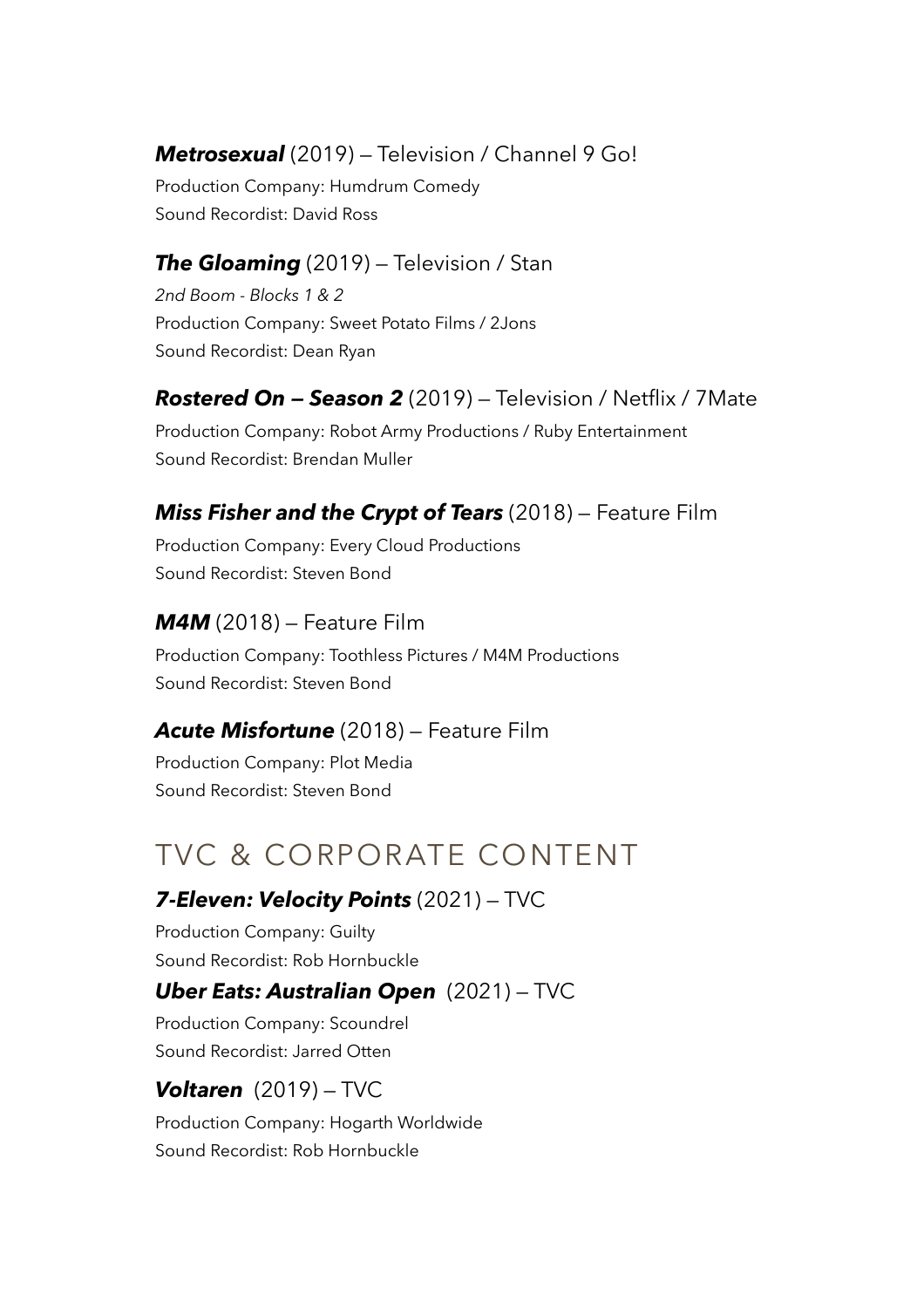***Metrosexual*** (2019) — Television / Channel 9 Go!

Production Company: Humdrum Comedy
Sound Recordist: David Ross

***The Gloaming*** (2019) — Television / Stan

*2nd Boom - Blocks 1 & 2*
Production Company: Sweet Potato Films / 2Jons
Sound Recordist: Dean Ryan

***Rostered On — Season 2*** (2019) — Television / Netflix / 7Mate

Production Company: Robot Army Productions / Ruby Entertainment
Sound Recordist: Brendan Muller

***Miss Fisher and the Crypt of Tears*** (2018) — Feature Film

Production Company: Every Cloud Productions
Sound Recordist: Steven Bond

***M4M*** (2018) — Feature Film

Production Company: Toothless Pictures / M4M Productions
Sound Recordist: Steven Bond

***Acute Misfortune*** (2018) — Feature Film

Production Company: Plot Media
Sound Recordist: Steven Bond

# TVC & CORPORATE CONTENT

***7-Eleven: Velocity Points*** (2021) — TVC

Production Company: Guilty
Sound Recordist: Rob Hornbuckle

***Uber Eats: Australian Open*** (2021) — TVC

Production Company: Scoundrel
Sound Recordist: Jarred Otten

***Voltaren*** (2019) — TVC

Production Company: Hogarth Worldwide
Sound Recordist: Rob Hornbuckle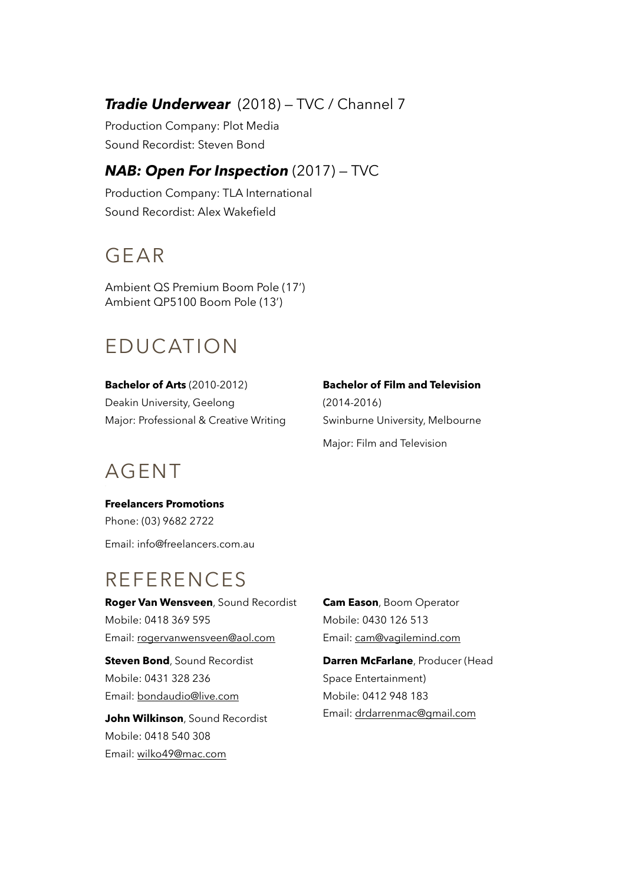### ***Tradie Underwear*** (2018) — TVC / Channel 7

Production Company: Plot Media
Sound Recordist: Steven Bond

### ***NAB: Open For Inspection*** (2017) — TVC

Production Company: TLA International
Sound Recordist: Alex Wakefield

## GEAR

Ambient QS Premium Boom Pole (17')
Ambient QP5100 Boom Pole (13')

## EDUCATION

**Bachelor of Arts** (2010-2012)
Deakin University, Geelong
Major: Professional & Creative Writing

**Bachelor of Film and Television** (2014-2016)
Swinburne University, Melbourne
Major: Film and Television

## AGENT

**Freelancers Promotions**
Phone: (03) 9682 2722
Email: info@freelancers.com.au

## REFERENCES

**Roger Van Wensveen**, Sound Recordist
Mobile: 0418 369 595
Email: rogervanwensveen@aol.com

**Steven Bond**, Sound Recordist
Mobile: 0431 328 236
Email: bondaudio@live.com

**John Wilkinson**, Sound Recordist
Mobile: 0418 540 308
Email: wilko49@mac.com

**Cam Eason**, Boom Operator
Mobile: 0430 126 513
Email: cam@vagilemind.com

**Darren McFarlane**, Producer (Head Space Entertainment)
Mobile: 0412 948 183
Email: drdarrenmac@gmail.com